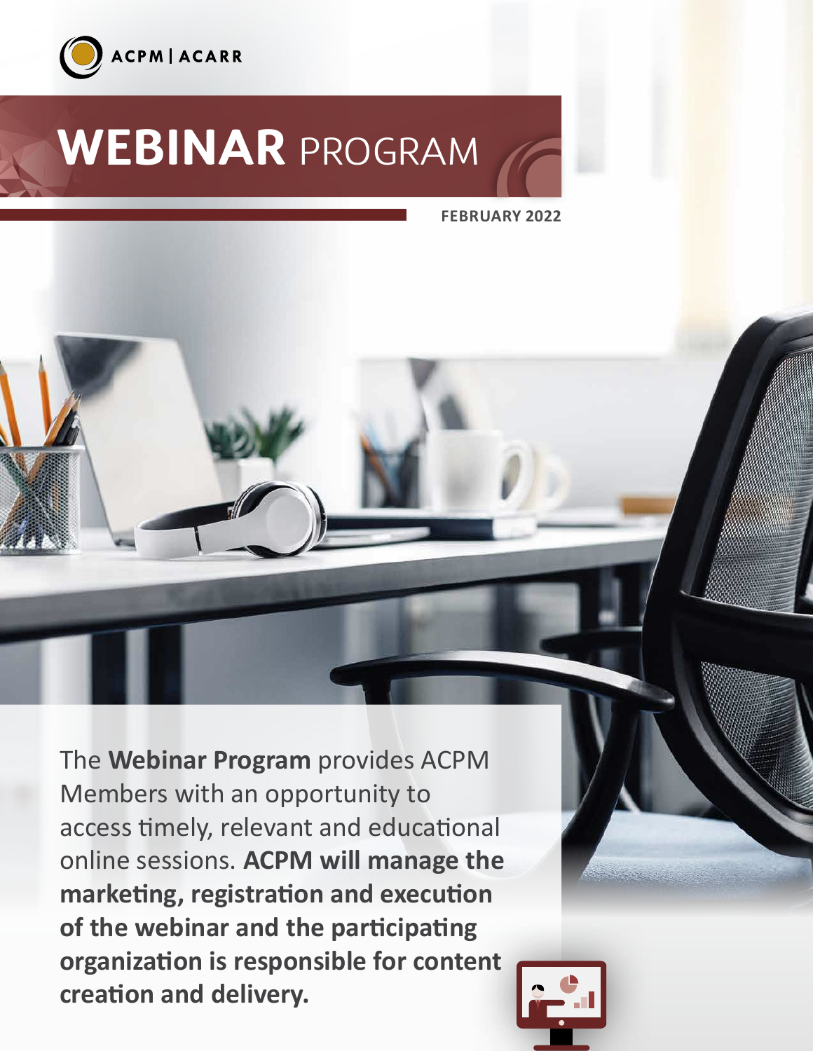ACPM | ACARR

# WEBINAR PROGRAM

**FEBRUARY 2022**

The **Webinar Program** provides ACPM Members with an opportunity to access timely, relevant and educational online sessions. **ACPM will manage the marketing, registration and execution of the webinar and the participating organization is responsible for content creation and delivery.**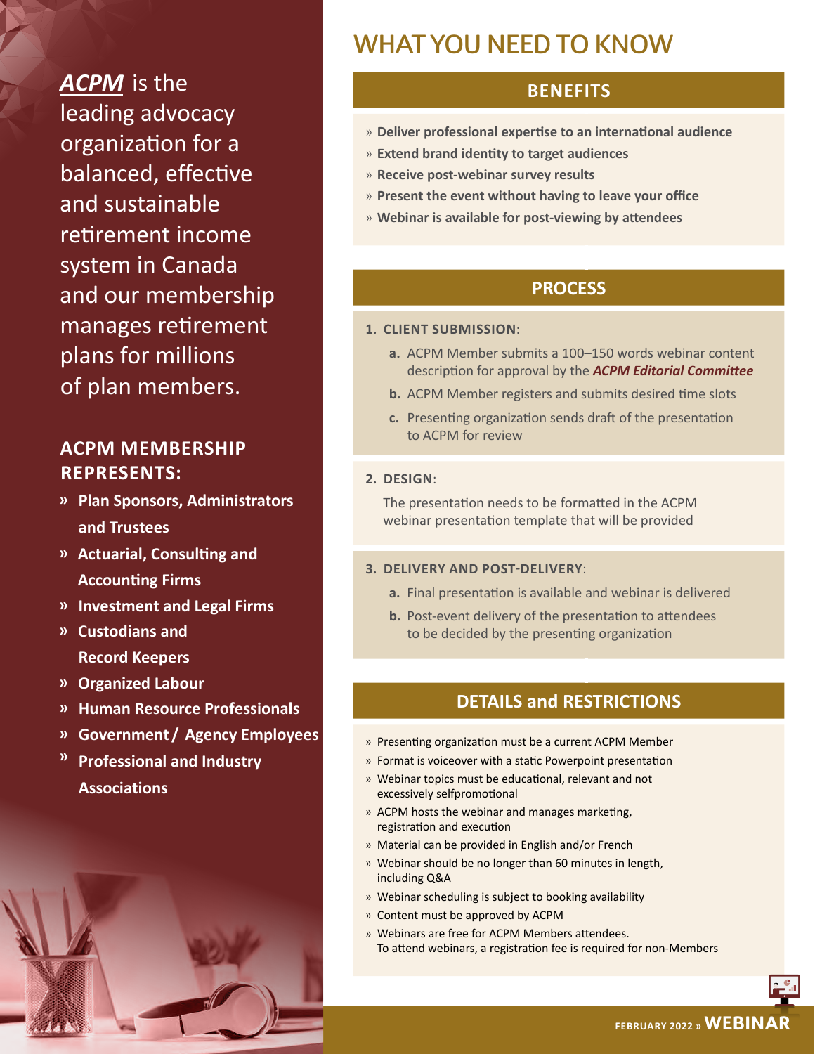***ACPM*** is the leading advocacy organization for a balanced, effective and sustainable retirement income system in Canada and our membership manages retirement plans for millions of plan members.

## ACPM MEMBERSHIP REPRESENTS:

- **Plan Sponsors, Administrators and Trustees**
- **Actuarial, Consulting and Accounting Firms**
- **Investment and Legal Firms**
- **Custodians and Record Keepers**
- **Organized Labour**
- **Human Resource Professionals**
- **Government / Agency Employees**
- **Professional and Industry Associations**

# WHAT YOU NEED TO KNOW

## BENEFITS

- **Deliver professional expertise to an international audience**
- **Extend brand identity to target audiences**
- **Receive post-webinar survey results**
- **Present the event without having to leave your office**
- **Webinar is available for post-viewing by attendees**

## PROCESS

1. **CLIENT SUBMISSION**:
   - **a.** ACPM Member submits a 100–150 words webinar content description for approval by the ***ACPM Editorial Committee***
   - **b.** ACPM Member registers and submits desired time slots
   - **c.** Presenting organization sends draft of the presentation to ACPM for review

2. **DESIGN**:

   The presentation needs to be formatted in the ACPM webinar presentation template that will be provided

3. **DELIVERY AND POST-DELIVERY**:
   - **a.** Final presentation is available and webinar is delivered
   - **b.** Post-event delivery of the presentation to attendees to be decided by the presenting organization

## DETAILS and RESTRICTIONS

- Presenting organization must be a current ACPM Member
- Format is voiceover with a static Powerpoint presentation
- Webinar topics must be educational, relevant and not excessively selfpromotional
- ACPM hosts the webinar and manages marketing, registration and execution
- Material can be provided in English and/or French
- Webinar should be no longer than 60 minutes in length, including Q&A
- Webinar scheduling is subject to booking availability
- Content must be approved by ACPM
- Webinars are free for ACPM Members attendees. To attend webinars, a registration fee is required for non-Members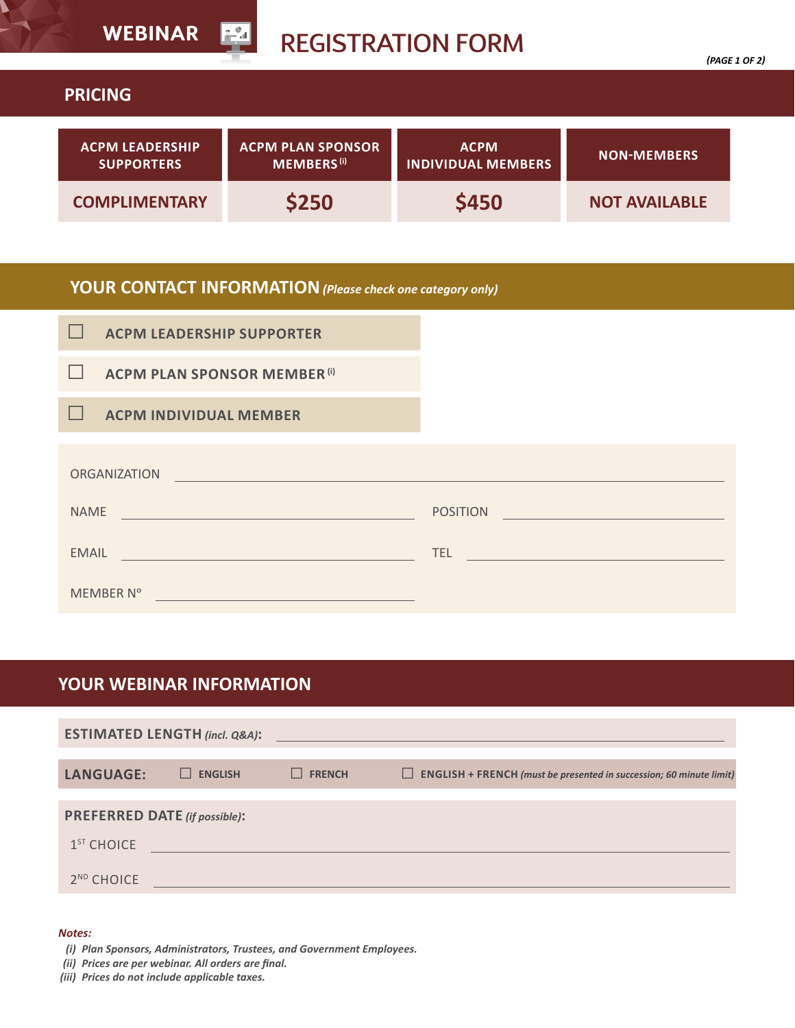# WEBINAR REGISTRATION FORM

## PRICING

| ACPM LEADERSHIP SUPPORTERS | ACPM PLAN SPONSOR MEMBERS (i) | ACPM INDIVIDUAL MEMBERS | NON-MEMBERS |
|---|---|---|---|
| COMPLIMENTARY | $250 | $450 | NOT AVAILABLE |

## YOUR CONTACT INFORMATION *(Please check one category only)*

- ☐ ACPM LEADERSHIP SUPPORTER
- ☐ ACPM PLAN SPONSOR MEMBER (i)
- ☐ ACPM INDIVIDUAL MEMBER

ORGANIZATION ______________________________

NAME ______________________ POSITION ______________________

EMAIL ______________________ TEL ______________________

MEMBER Nº ______________________

## YOUR WEBINAR INFORMATION

**ESTIMATED LENGTH** *(incl. Q&A)*: ______________________________

**LANGUAGE:** ☐ ENGLISH ☐ FRENCH ☐ ENGLISH + FRENCH *(must be presented in succession; 60 minute limit)*

**PREFERRED DATE** *(if possible)*:

1ST CHOICE ______________________________

2ND CHOICE ______________________________

***Notes:***

*(i) Plan Sponsors, Administrators, Trustees, and Government Employees.*
*(ii) Prices are per webinar. All orders are final.*
*(iii) Prices do not include applicable taxes.*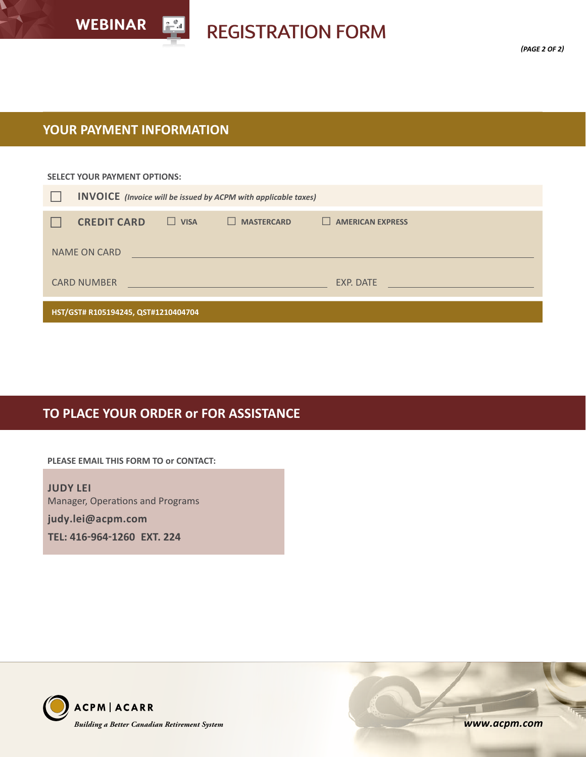# WEBINAR REGISTRATION FORM

## YOUR PAYMENT INFORMATION

**SELECT YOUR PAYMENT OPTIONS:**

☐ **INVOICE** *(Invoice will be issued by ACPM with applicable taxes)*

☐ **CREDIT CARD** ☐ **VISA** ☐ **MASTERCARD** ☐ **AMERICAN EXPRESS**

NAME ON CARD ______________________________

CARD NUMBER ______________________ EXP. DATE ______________

**HST/GST# R105194245, QST#1210404704**

## TO PLACE YOUR ORDER or FOR ASSISTANCE

**PLEASE EMAIL THIS FORM TO or CONTACT:**

**JUDY LEI**
Manager, Operations and Programs
**judy.lei@acpm.com**
**TEL: 416-964-1260 EXT. 224**

ACPM | ACARR
*Building a Better Canadian Retirement System*

***www.acpm.com***